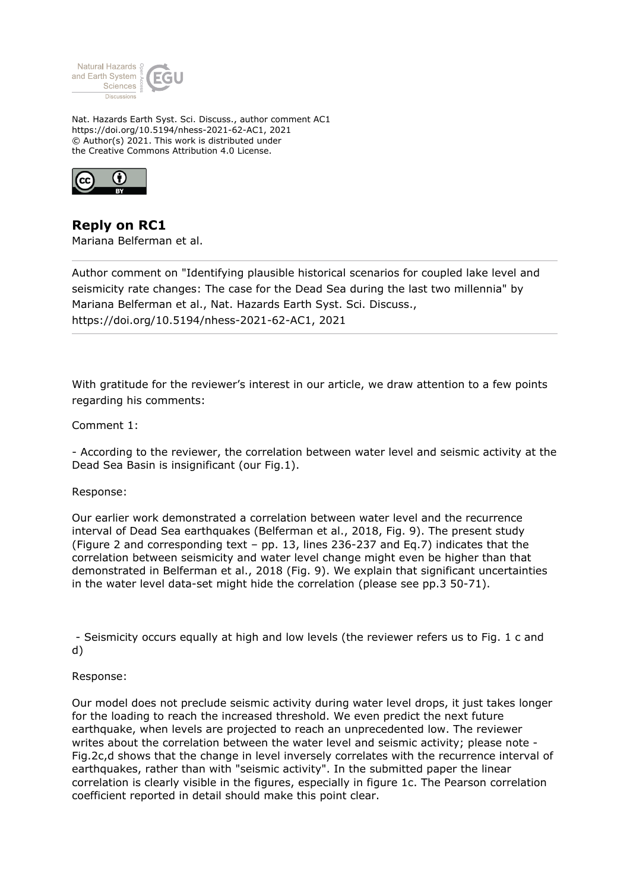Nat. Hazards Earth Syst. Sci. Discuss., author comment AC1
https://doi.org/10.5194/nhess-2021-62-AC1, 2021
© Author(s) 2021. This work is distributed under
the Creative Commons Attribution 4.0 License.

## Reply on RC1

Mariana Belferman et al.

Author comment on "Identifying plausible historical scenarios for coupled lake level and seismicity rate changes: The case for the Dead Sea during the last two millennia" by Mariana Belferman et al., Nat. Hazards Earth Syst. Sci. Discuss., https://doi.org/10.5194/nhess-2021-62-AC1, 2021

With gratitude for the reviewer's interest in our article, we draw attention to a few points regarding his comments:

Comment 1:

- According to the reviewer, the correlation between water level and seismic activity at the Dead Sea Basin is insignificant (our Fig.1).

Response:

Our earlier work demonstrated a correlation between water level and the recurrence interval of Dead Sea earthquakes (Belferman et al., 2018, Fig. 9). The present study (Figure 2 and corresponding text – pp. 13, lines 236-237 and Eq.7) indicates that the correlation between seismicity and water level change might even be higher than that demonstrated in Belferman et al., 2018 (Fig. 9). We explain that significant uncertainties in the water level data-set might hide the correlation (please see pp.3 50-71).

- Seismicity occurs equally at high and low levels (the reviewer refers us to Fig. 1 c and d)

Response:

Our model does not preclude seismic activity during water level drops, it just takes longer for the loading to reach the increased threshold. We even predict the next future earthquake, when levels are projected to reach an unprecedented low. The reviewer writes about the correlation between the water level and seismic activity; please note - Fig.2c,d shows that the change in level inversely correlates with the recurrence interval of earthquakes, rather than with "seismic activity". In the submitted paper the linear correlation is clearly visible in the figures, especially in figure 1c. The Pearson correlation coefficient reported in detail should make this point clear.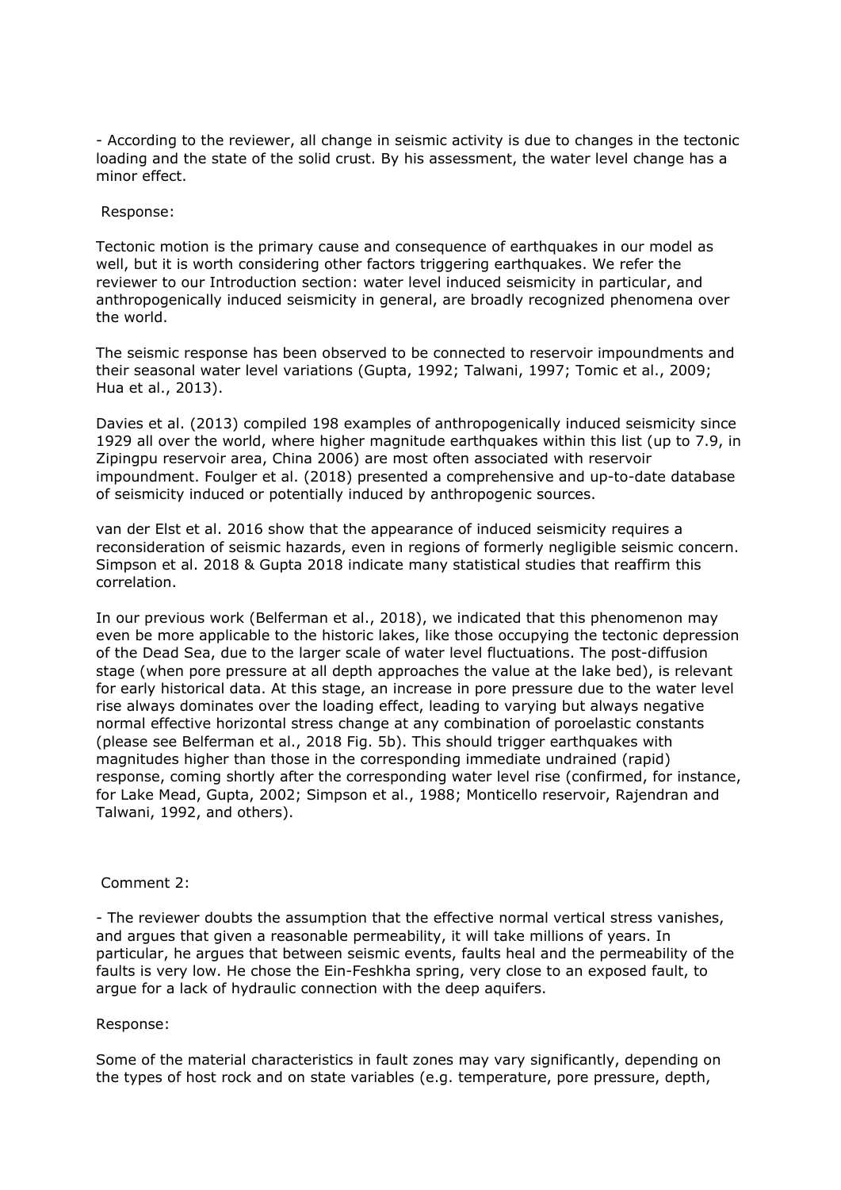- According to the reviewer, all change in seismic activity is due to changes in the tectonic loading and the state of the solid crust. By his assessment, the water level change has a minor effect.

Response:

Tectonic motion is the primary cause and consequence of earthquakes in our model as well, but it is worth considering other factors triggering earthquakes. We refer the reviewer to our Introduction section: water level induced seismicity in particular, and anthropogenically induced seismicity in general, are broadly recognized phenomena over the world.

The seismic response has been observed to be connected to reservoir impoundments and their seasonal water level variations (Gupta, 1992; Talwani, 1997; Tomic et al., 2009; Hua et al., 2013).

Davies et al. (2013) compiled 198 examples of anthropogenically induced seismicity since 1929 all over the world, where higher magnitude earthquakes within this list (up to 7.9, in Zipingpu reservoir area, China 2006) are most often associated with reservoir impoundment. Foulger et al. (2018) presented a comprehensive and up-to-date database of seismicity induced or potentially induced by anthropogenic sources.

van der Elst et al. 2016 show that the appearance of induced seismicity requires a reconsideration of seismic hazards, even in regions of formerly negligible seismic concern. Simpson et al. 2018 & Gupta 2018 indicate many statistical studies that reaffirm this correlation.

In our previous work (Belferman et al., 2018), we indicated that this phenomenon may even be more applicable to the historic lakes, like those occupying the tectonic depression of the Dead Sea, due to the larger scale of water level fluctuations. The post-diffusion stage (when pore pressure at all depth approaches the value at the lake bed), is relevant for early historical data. At this stage, an increase in pore pressure due to the water level rise always dominates over the loading effect, leading to varying but always negative normal effective horizontal stress change at any combination of poroelastic constants (please see Belferman et al., 2018 Fig. 5b). This should trigger earthquakes with magnitudes higher than those in the corresponding immediate undrained (rapid) response, coming shortly after the corresponding water level rise (confirmed, for instance, for Lake Mead, Gupta, 2002; Simpson et al., 1988; Monticello reservoir, Rajendran and Talwani, 1992, and others).

Comment 2:

- The reviewer doubts the assumption that the effective normal vertical stress vanishes, and argues that given a reasonable permeability, it will take millions of years. In particular, he argues that between seismic events, faults heal and the permeability of the faults is very low. He chose the Ein-Feshkha spring, very close to an exposed fault, to argue for a lack of hydraulic connection with the deep aquifers.

Response:

Some of the material characteristics in fault zones may vary significantly, depending on the types of host rock and on state variables (e.g. temperature, pore pressure, depth,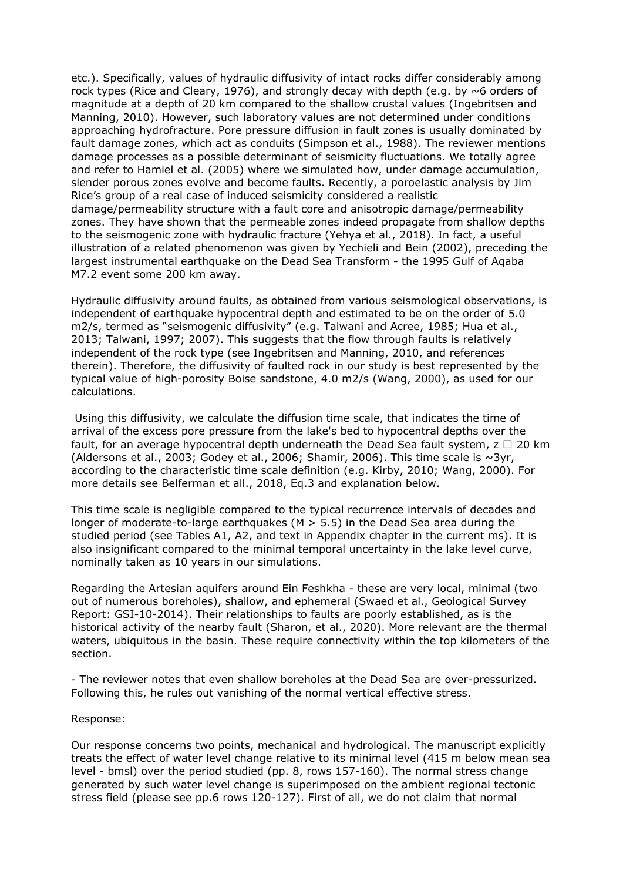etc.). Specifically, values of hydraulic diffusivity of intact rocks differ considerably among rock types (Rice and Cleary, 1976), and strongly decay with depth (e.g. by ~6 orders of magnitude at a depth of 20 km compared to the shallow crustal values (Ingebritsen and Manning, 2010). However, such laboratory values are not determined under conditions approaching hydrofracture. Pore pressure diffusion in fault zones is usually dominated by fault damage zones, which act as conduits (Simpson et al., 1988). The reviewer mentions damage processes as a possible determinant of seismicity fluctuations. We totally agree and refer to Hamiel et al. (2005) where we simulated how, under damage accumulation, slender porous zones evolve and become faults. Recently, a poroelastic analysis by Jim Rice's group of a real case of induced seismicity considered a realistic damage/permeability structure with a fault core and anisotropic damage/permeability zones. They have shown that the permeable zones indeed propagate from shallow depths to the seismogenic zone with hydraulic fracture (Yehya et al., 2018). In fact, a useful illustration of a related phenomenon was given by Yechieli and Bein (2002), preceding the largest instrumental earthquake on the Dead Sea Transform - the 1995 Gulf of Aqaba M7.2 event some 200 km away.

Hydraulic diffusivity around faults, as obtained from various seismological observations, is independent of earthquake hypocentral depth and estimated to be on the order of 5.0 $m^2/s$, termed as "seismogenic diffusivity" (e.g. Talwani and Acree, 1985; Hua et al., 2013; Talwani, 1997; 2007). This suggests that the flow through faults is relatively independent of the rock type (see Ingebritsen and Manning, 2010, and references therein). Therefore, the diffusivity of faulted rock in our study is best represented by the typical value of high-porosity Boise sandstone, 4.0 $m^2/s$ (Wang, 2000), as used for our calculations.

Using this diffusivity, we calculate the diffusion time scale, that indicates the time of arrival of the excess pore pressure from the lake's bed to hypocentral depths over the fault, for an average hypocentral depth underneath the Dead Sea fault system, z □ 20 km (Aldersons et al., 2003; Godey et al., 2006; Shamir, 2006). This time scale is ~3yr, according to the characteristic time scale definition (e.g. Kirby, 2010; Wang, 2000). For more details see Belferman et all., 2018, Eq.3 and explanation below.

This time scale is negligible compared to the typical recurrence intervals of decades and longer of moderate-to-large earthquakes (M > 5.5) in the Dead Sea area during the studied period (see Tables A1, A2, and text in Appendix chapter in the current ms). It is also insignificant compared to the minimal temporal uncertainty in the lake level curve, nominally taken as 10 years in our simulations.

Regarding the Artesian aquifers around Ein Feshkha - these are very local, minimal (two out of numerous boreholes), shallow, and ephemeral (Swaed et al., Geological Survey Report: GSI-10-2014). Their relationships to faults are poorly established, as is the historical activity of the nearby fault (Sharon, et al., 2020). More relevant are the thermal waters, ubiquitous in the basin. These require connectivity within the top kilometers of the section.

- The reviewer notes that even shallow boreholes at the Dead Sea are over-pressurized. Following this, he rules out vanishing of the normal vertical effective stress.

Response:

Our response concerns two points, mechanical and hydrological. The manuscript explicitly treats the effect of water level change relative to its minimal level (415 m below mean sea level - bmsl) over the period studied (pp. 8, rows 157-160). The normal stress change generated by such water level change is superimposed on the ambient regional tectonic stress field (please see pp.6 rows 120-127). First of all, we do not claim that normal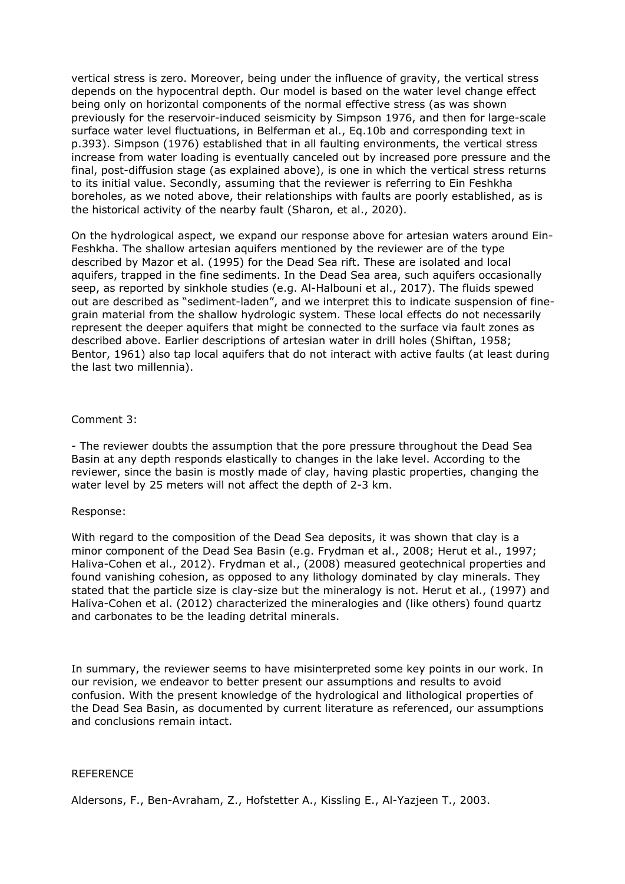vertical stress is zero. Moreover, being under the influence of gravity, the vertical stress depends on the hypocentral depth. Our model is based on the water level change effect being only on horizontal components of the normal effective stress (as was shown previously for the reservoir-induced seismicity by Simpson 1976, and then for large-scale surface water level fluctuations, in Belferman et al., Eq.10b and corresponding text in p.393). Simpson (1976) established that in all faulting environments, the vertical stress increase from water loading is eventually canceled out by increased pore pressure and the final, post-diffusion stage (as explained above), is one in which the vertical stress returns to its initial value. Secondly, assuming that the reviewer is referring to Ein Feshkha boreholes, as we noted above, their relationships with faults are poorly established, as is the historical activity of the nearby fault (Sharon, et al., 2020).

On the hydrological aspect, we expand our response above for artesian waters around Ein-Feshkha. The shallow artesian aquifers mentioned by the reviewer are of the type described by Mazor et al. (1995) for the Dead Sea rift. These are isolated and local aquifers, trapped in the fine sediments. In the Dead Sea area, such aquifers occasionally seep, as reported by sinkhole studies (e.g. Al-Halbouni et al., 2017). The fluids spewed out are described as "sediment-laden", and we interpret this to indicate suspension of fine-grain material from the shallow hydrologic system. These local effects do not necessarily represent the deeper aquifers that might be connected to the surface via fault zones as described above. Earlier descriptions of artesian water in drill holes (Shiftan, 1958; Bentor, 1961) also tap local aquifers that do not interact with active faults (at least during the last two millennia).

Comment 3:

- The reviewer doubts the assumption that the pore pressure throughout the Dead Sea Basin at any depth responds elastically to changes in the lake level. According to the reviewer, since the basin is mostly made of clay, having plastic properties, changing the water level by 25 meters will not affect the depth of 2-3 km.

Response:

With regard to the composition of the Dead Sea deposits, it was shown that clay is a minor component of the Dead Sea Basin (e.g. Frydman et al., 2008; Herut et al., 1997; Haliva-Cohen et al., 2012). Frydman et al., (2008) measured geotechnical properties and found vanishing cohesion, as opposed to any lithology dominated by clay minerals. They stated that the particle size is clay-size but the mineralogy is not. Herut et al., (1997) and Haliva-Cohen et al. (2012) characterized the mineralogies and (like others) found quartz and carbonates to be the leading detrital minerals.

In summary, the reviewer seems to have misinterpreted some key points in our work. In our revision, we endeavor to better present our assumptions and results to avoid confusion. With the present knowledge of the hydrological and lithological properties of the Dead Sea Basin, as documented by current literature as referenced, our assumptions and conclusions remain intact.

REFERENCE

Aldersons, F., Ben-Avraham, Z., Hofstetter A., Kissling E., Al-Yazjeen T., 2003.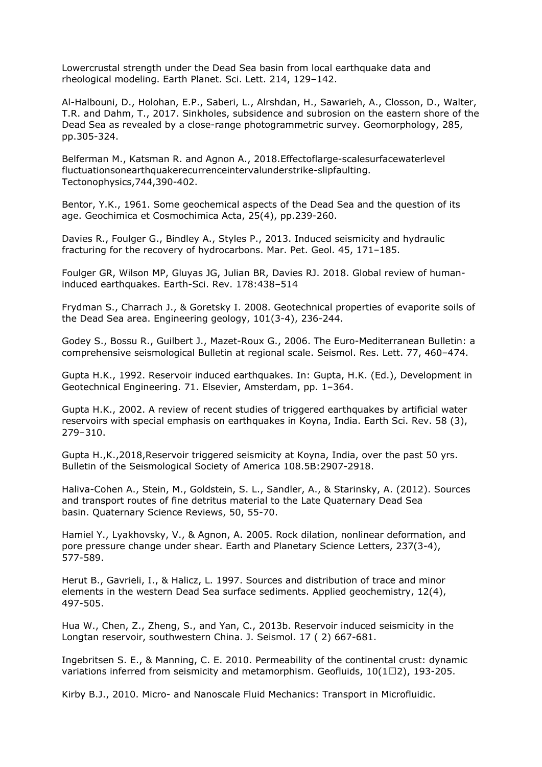Lowercrustal strength under the Dead Sea basin from local earthquake data and rheological modeling. Earth Planet. Sci. Lett. 214, 129–142.

Al-Halbouni, D., Holohan, E.P., Saberi, L., Alrshdan, H., Sawarieh, A., Closson, D., Walter, T.R. and Dahm, T., 2017. Sinkholes, subsidence and subrosion on the eastern shore of the Dead Sea as revealed by a close-range photogrammetric survey. Geomorphology, 285, pp.305-324.

Belferman M., Katsman R. and Agnon A., 2018.Effectoflarge-scalesurfacewaterlevel fluctuationsonearthquakerecurrenceintervalunderstrike-slipfaulting. Tectonophysics,744,390-402.

Bentor, Y.K., 1961. Some geochemical aspects of the Dead Sea and the question of its age. Geochimica et Cosmochimica Acta, 25(4), pp.239-260.

Davies R., Foulger G., Bindley A., Styles P., 2013. Induced seismicity and hydraulic fracturing for the recovery of hydrocarbons. Mar. Pet. Geol. 45, 171–185.

Foulger GR, Wilson MP, Gluyas JG, Julian BR, Davies RJ. 2018. Global review of human-induced earthquakes. Earth-Sci. Rev. 178:438–514

Frydman S., Charrach J., & Goretsky I. 2008. Geotechnical properties of evaporite soils of the Dead Sea area. Engineering geology, 101(3-4), 236-244.

Godey S., Bossu R., Guilbert J., Mazet-Roux G., 2006. The Euro-Mediterranean Bulletin: a comprehensive seismological Bulletin at regional scale. Seismol. Res. Lett. 77, 460–474.

Gupta H.K., 1992. Reservoir induced earthquakes. In: Gupta, H.K. (Ed.), Development in Geotechnical Engineering. 71. Elsevier, Amsterdam, pp. 1–364.

Gupta H.K., 2002. A review of recent studies of triggered earthquakes by artificial water reservoirs with special emphasis on earthquakes in Koyna, India. Earth Sci. Rev. 58 (3), 279–310.

Gupta H.,K.,2018,Reservoir triggered seismicity at Koyna, India, over the past 50 yrs. Bulletin of the Seismological Society of America 108.5B:2907-2918.

Haliva-Cohen A., Stein, M., Goldstein, S. L., Sandler, A., & Starinsky, A. (2012). Sources and transport routes of fine detritus material to the Late Quaternary Dead Sea basin. Quaternary Science Reviews, 50, 55-70.

Hamiel Y., Lyakhovsky, V., & Agnon, A. 2005. Rock dilation, nonlinear deformation, and pore pressure change under shear. Earth and Planetary Science Letters, 237(3-4), 577-589.

Herut B., Gavrieli, I., & Halicz, L. 1997. Sources and distribution of trace and minor elements in the western Dead Sea surface sediments. Applied geochemistry, 12(4), 497-505.

Hua W., Chen, Z., Zheng, S., and Yan, C., 2013b. Reservoir induced seismicity in the Longtan reservoir, southwestern China. J. Seismol. 17 ( 2) 667-681.

Ingebritsen S. E., & Manning, C. E. 2010. Permeability of the continental crust: dynamic variations inferred from seismicity and metamorphism. Geofluids, 10(1□2), 193-205.

Kirby B.J., 2010. Micro- and Nanoscale Fluid Mechanics: Transport in Microfluidic.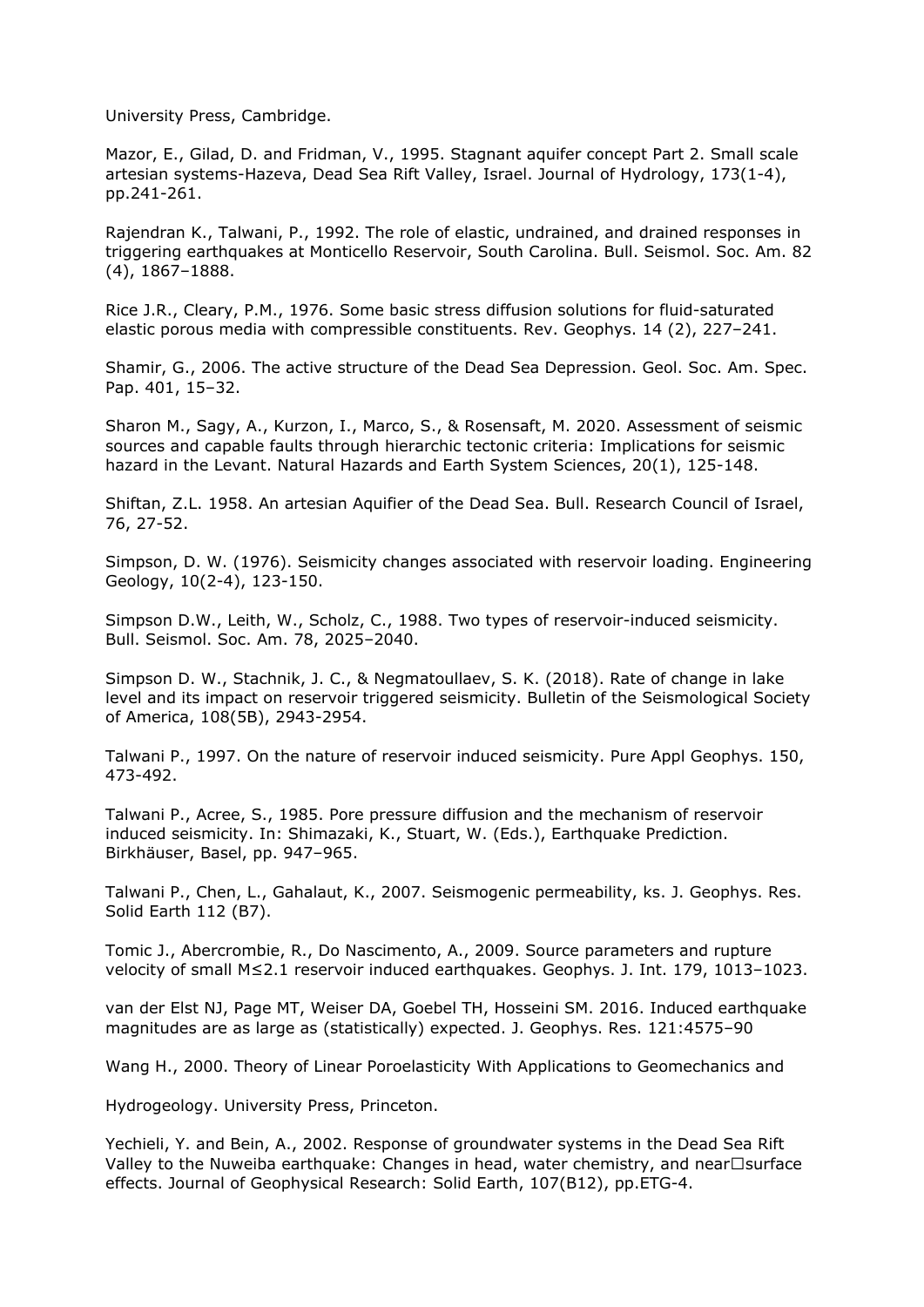University Press, Cambridge.

Mazor, E., Gilad, D. and Fridman, V., 1995. Stagnant aquifer concept Part 2. Small scale artesian systems-Hazeva, Dead Sea Rift Valley, Israel. Journal of Hydrology, 173(1-4), pp.241-261.

Rajendran K., Talwani, P., 1992. The role of elastic, undrained, and drained responses in triggering earthquakes at Monticello Reservoir, South Carolina. Bull. Seismol. Soc. Am. 82 (4), 1867–1888.

Rice J.R., Cleary, P.M., 1976. Some basic stress diffusion solutions for fluid-saturated elastic porous media with compressible constituents. Rev. Geophys. 14 (2), 227–241.

Shamir, G., 2006. The active structure of the Dead Sea Depression. Geol. Soc. Am. Spec. Pap. 401, 15–32.

Sharon M., Sagy, A., Kurzon, I., Marco, S., & Rosensaft, M. 2020. Assessment of seismic sources and capable faults through hierarchic tectonic criteria: Implications for seismic hazard in the Levant. Natural Hazards and Earth System Sciences, 20(1), 125-148.

Shiftan, Z.L. 1958. An artesian Aquifier of the Dead Sea. Bull. Research Council of Israel, 76, 27-52.

Simpson, D. W. (1976). Seismicity changes associated with reservoir loading. Engineering Geology, 10(2-4), 123-150.

Simpson D.W., Leith, W., Scholz, C., 1988. Two types of reservoir-induced seismicity. Bull. Seismol. Soc. Am. 78, 2025–2040.

Simpson D. W., Stachnik, J. C., & Negmatoullaev, S. K. (2018). Rate of change in lake level and its impact on reservoir triggered seismicity. Bulletin of the Seismological Society of America, 108(5B), 2943-2954.

Talwani P., 1997. On the nature of reservoir induced seismicity. Pure Appl Geophys. 150, 473-492.

Talwani P., Acree, S., 1985. Pore pressure diffusion and the mechanism of reservoir induced seismicity. In: Shimazaki, K., Stuart, W. (Eds.), Earthquake Prediction. Birkhäuser, Basel, pp. 947–965.

Talwani P., Chen, L., Gahalaut, K., 2007. Seismogenic permeability, ks. J. Geophys. Res. Solid Earth 112 (B7).

Tomic J., Abercrombie, R., Do Nascimento, A., 2009. Source parameters and rupture velocity of small M≤2.1 reservoir induced earthquakes. Geophys. J. Int. 179, 1013–1023.

van der Elst NJ, Page MT, Weiser DA, Goebel TH, Hosseini SM. 2016. Induced earthquake magnitudes are as large as (statistically) expected. J. Geophys. Res. 121:4575–90

Wang H., 2000. Theory of Linear Poroelasticity With Applications to Geomechanics and

Hydrogeology. University Press, Princeton.

Yechieli, Y. and Bein, A., 2002. Response of groundwater systems in the Dead Sea Rift Valley to the Nuweiba earthquake: Changes in head, water chemistry, and near□surface effects. Journal of Geophysical Research: Solid Earth, 107(B12), pp.ETG-4.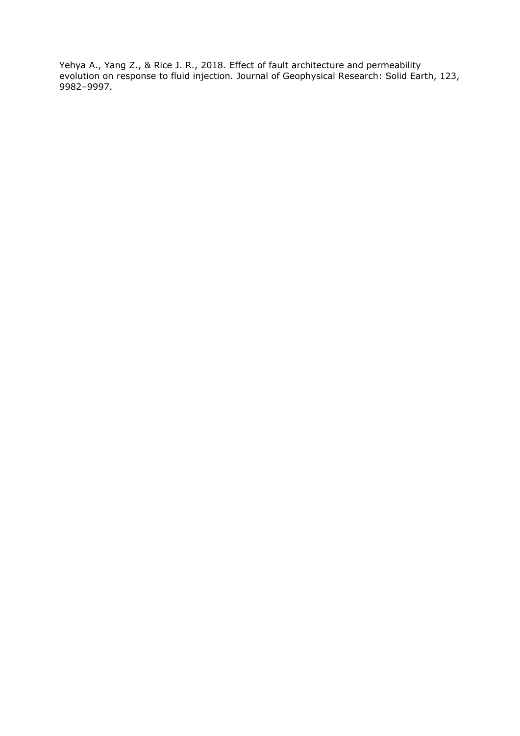Yehya A., Yang Z., & Rice J. R., 2018. Effect of fault architecture and permeability evolution on response to fluid injection. Journal of Geophysical Research: Solid Earth, 123, 9982–9997.